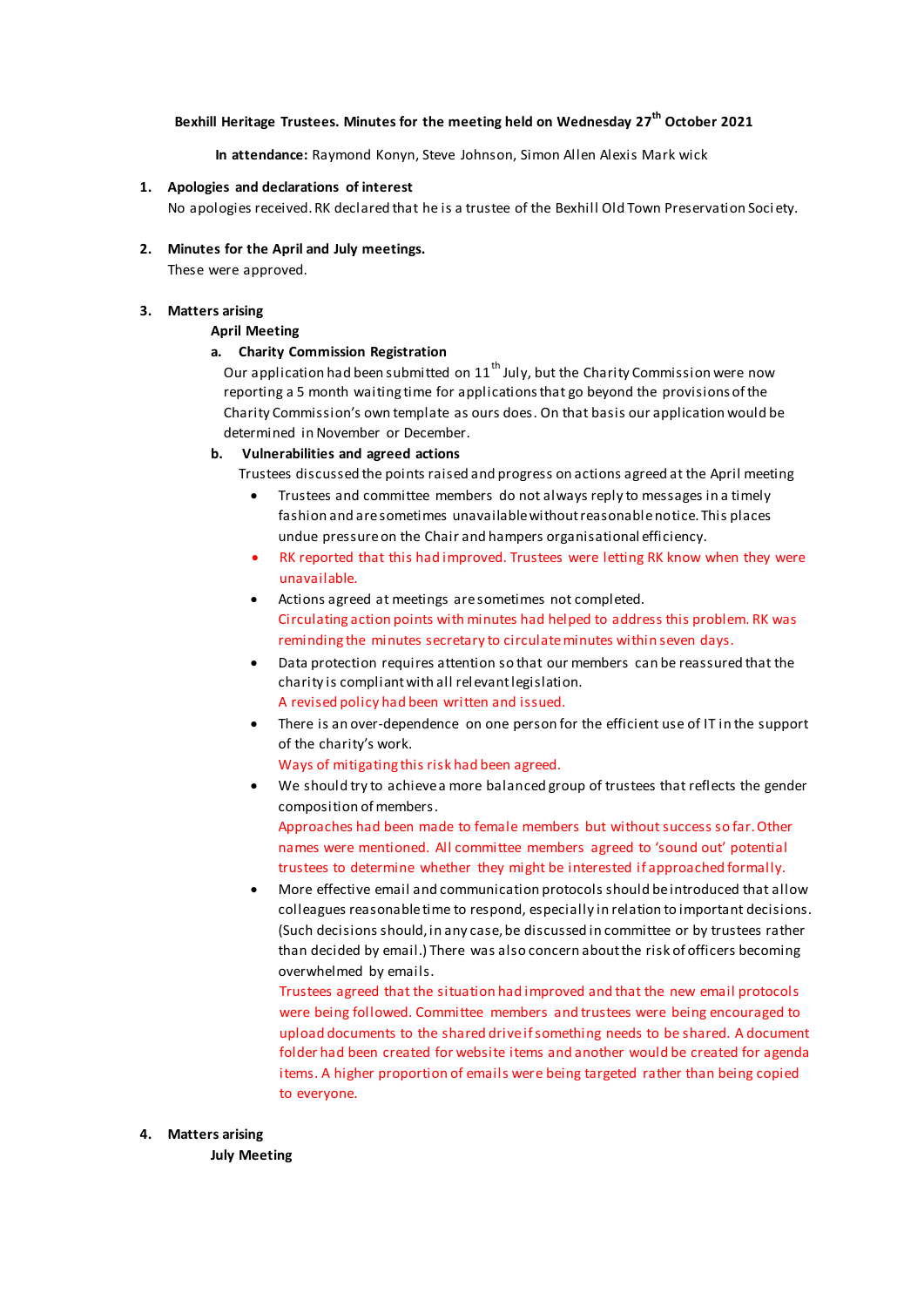**Bexhill Heritage Trustees. Minutes for the meeting held on Wednesday 27th October 2021**

**In attendance:** Raymond Konyn, Steve Johnson, Simon Allen Alexis Mark wick

1. **Apologies and declarations of interest**
   No apologies received. RK declared that he is a trustee of the Bexhill Old Town Preservation Society.

2. **Minutes for the April and July meetings.**
   These were approved.

3. **Matters arising**

   **April Meeting**

   **a. Charity Commission Registration**

   Our application had been submitted on 11th July, but the Charity Commission were now reporting a 5 month waiting time for applications that go beyond the provisions of the Charity Commission's own template as ours does. On that basis our application would be determined in November or December.

   **b. Vulnerabilities and agreed actions**

   Trustees discussed the points raised and progress on actions agreed at the April meeting

   - Trustees and committee members do not always reply to messages in a timely fashion and are sometimes unavailable without reasonable notice. This places undue pressure on the Chair and hampers organisational efficiency.
   - RK reported that this had improved. Trustees were letting RK know when they were unavailable.
   - Actions agreed at meetings are sometimes not completed.
     Circulating action points with minutes had helped to address this problem. RK was reminding the minutes secretary to circulate minutes within seven days.
   - Data protection requires attention so that our members can be reassured that the charity is compliant with all relevant legislation.
     A revised policy had been written and issued.
   - There is an over-dependence on one person for the efficient use of IT in the support of the charity's work.
     Ways of mitigating this risk had been agreed.
   - We should try to achieve a more balanced group of trustees that reflects the gender composition of members.
     Approaches had been made to female members but without success so far. Other names were mentioned. All committee members agreed to 'sound out' potential trustees to determine whether they might be interested if approached formally.
   - More effective email and communication protocols should be introduced that allow colleagues reasonable time to respond, especially in relation to important decisions. (Such decisions should, in any case, be discussed in committee or by trustees rather than decided by email.) There was also concern about the risk of officers becoming overwhelmed by emails.
     Trustees agreed that the situation had improved and that the new email protocols were being followed. Committee members and trustees were being encouraged to upload documents to the shared drive if something needs to be shared. A document folder had been created for website items and another would be created for agenda items. A higher proportion of emails were being targeted rather than being copied to everyone.

4. **Matters arising**

   **July Meeting**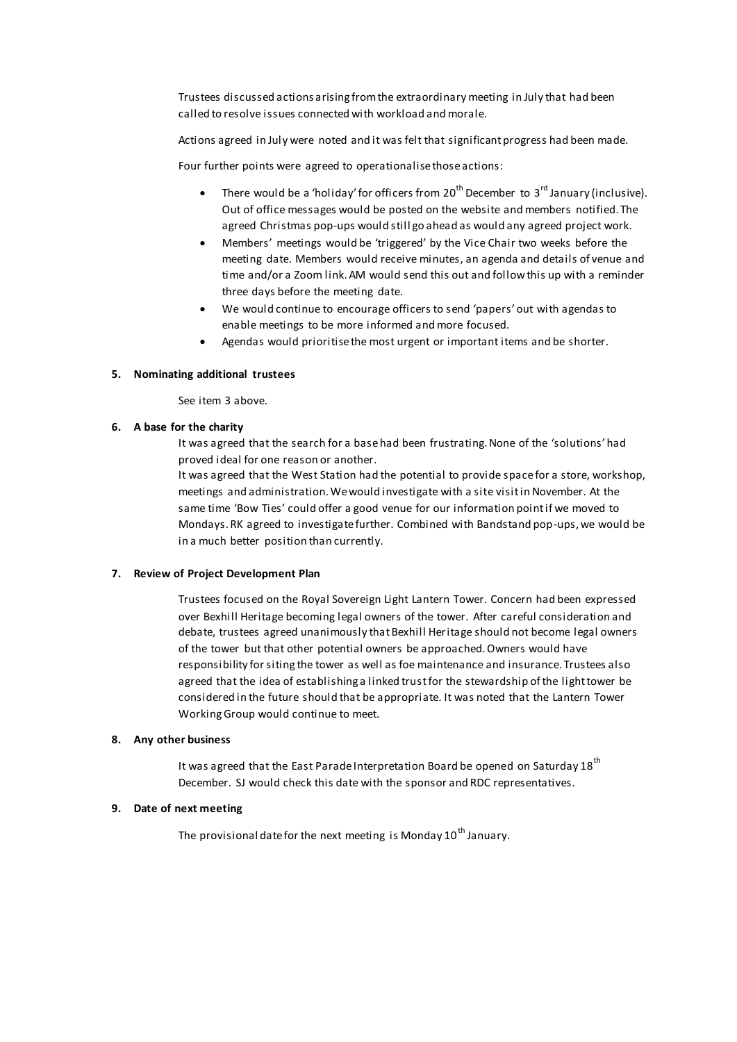Trustees discussed actions arising from the extraordinary meeting in July that had been called to resolve issues connected with workload and morale.

Actions agreed in July were noted and it was felt that significant progress had been made.

Four further points were agreed to operationalise those actions:

- There would be a 'holiday' for officers from 20th December to 3rd January (inclusive). Out of office messages would be posted on the website and members notified. The agreed Christmas pop-ups would still go ahead as would any agreed project work.
- Members' meetings would be 'triggered' by the Vice Chair two weeks before the meeting date. Members would receive minutes, an agenda and details of venue and time and/or a Zoom link. AM would send this out and follow this up with a reminder three days before the meeting date.
- We would continue to encourage officers to send 'papers' out with agendas to enable meetings to be more informed and more focused.
- Agendas would prioritise the most urgent or important items and be shorter.

**5. Nominating additional trustees**

See item 3 above.

**6. A base for the charity**

It was agreed that the search for a base had been frustrating. None of the 'solutions' had proved ideal for one reason or another.

It was agreed that the West Station had the potential to provide space for a store, workshop, meetings and administration. We would investigate with a site visit in November. At the same time 'Bow Ties' could offer a good venue for our information point if we moved to Mondays. RK agreed to investigate further. Combined with Bandstand pop-ups, we would be in a much better position than currently.

**7. Review of Project Development Plan**

Trustees focused on the Royal Sovereign Light Lantern Tower. Concern had been expressed over Bexhill Heritage becoming legal owners of the tower. After careful consideration and debate, trustees agreed unanimously that Bexhill Heritage should not become legal owners of the tower but that other potential owners be approached. Owners would have responsibility for siting the tower as well as foe maintenance and insurance. Trustees also agreed that the idea of establishing a linked trust for the stewardship of the light tower be considered in the future should that be appropriate. It was noted that the Lantern Tower Working Group would continue to meet.

**8. Any other business**

It was agreed that the East Parade Interpretation Board be opened on Saturday 18th December. SJ would check this date with the sponsor and RDC representatives.

**9. Date of next meeting**

The provisional date for the next meeting is Monday 10th January.